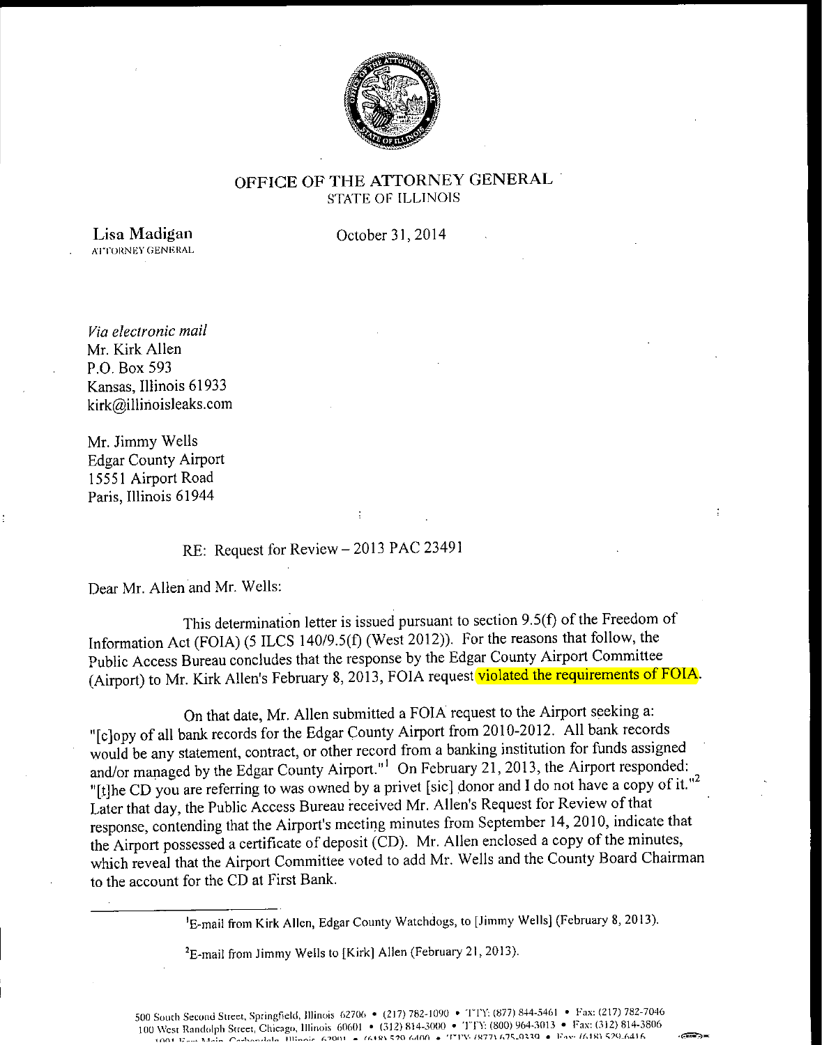OFFICE OF THE ATTORNEY GENERAL
STATE OF ILLINOIS

Lisa Madigan
ATTORNEY GENERAL

October 31, 2014

*Via electronic mail*
Mr. Kirk Allen
P.O. Box 593
Kansas, Illinois 61933
kirk@illinoisleaks.com

Mr. Jimmy Wells
Edgar County Airport
15551 Airport Road
Paris, Illinois 61944

RE: Request for Review – 2013 PAC 23491

Dear Mr. Allen and Mr. Wells:

This determination letter is issued pursuant to section 9.5(f) of the Freedom of Information Act (FOIA) (5 ILCS 140/9.5(f) (West 2012)). For the reasons that follow, the Public Access Bureau concludes that the response by the Edgar County Airport Committee (Airport) to Mr. Kirk Allen's February 8, 2013, FOIA request violated the requirements of FOIA.

On that date, Mr. Allen submitted a FOIA request to the Airport seeking a: "[c]opy of all bank records for the Edgar County Airport from 2010-2012. All bank records would be any statement, contract, or other record from a banking institution for funds assigned and/or managed by the Edgar County Airport."[1] On February 21, 2013, the Airport responded: "[t]he CD you are referring to was owned by a privet [sic] donor and I do not have a copy of it."[2] Later that day, the Public Access Bureau received Mr. Allen's Request for Review of that response, contending that the Airport's meeting minutes from September 14, 2010, indicate that the Airport possessed a certificate of deposit (CD). Mr. Allen enclosed a copy of the minutes, which reveal that the Airport Committee voted to add Mr. Wells and the County Board Chairman to the account for the CD at First Bank.

---

[1] E-mail from Kirk Allen, Edgar County Watchdogs, to [Jimmy Wells] (February 8, 2013).

[2] E-mail from Jimmy Wells to [Kirk] Allen (February 21, 2013).

500 South Second Street, Springfield, Illinois 62706 • (217) 782-1090 • TTY: (877) 844-5461 • Fax: (217) 782-7046
100 West Randolph Street, Chicago, Illinois 60601 • (312) 814-3000 • TTY: (800) 964-3013 • Fax: (312) 814-3806
1001 East Main, Carbondale, Illinois 62901 • (618) 529-6400 • TTY: (877) 675-9339 • Fax: (618) 529-6416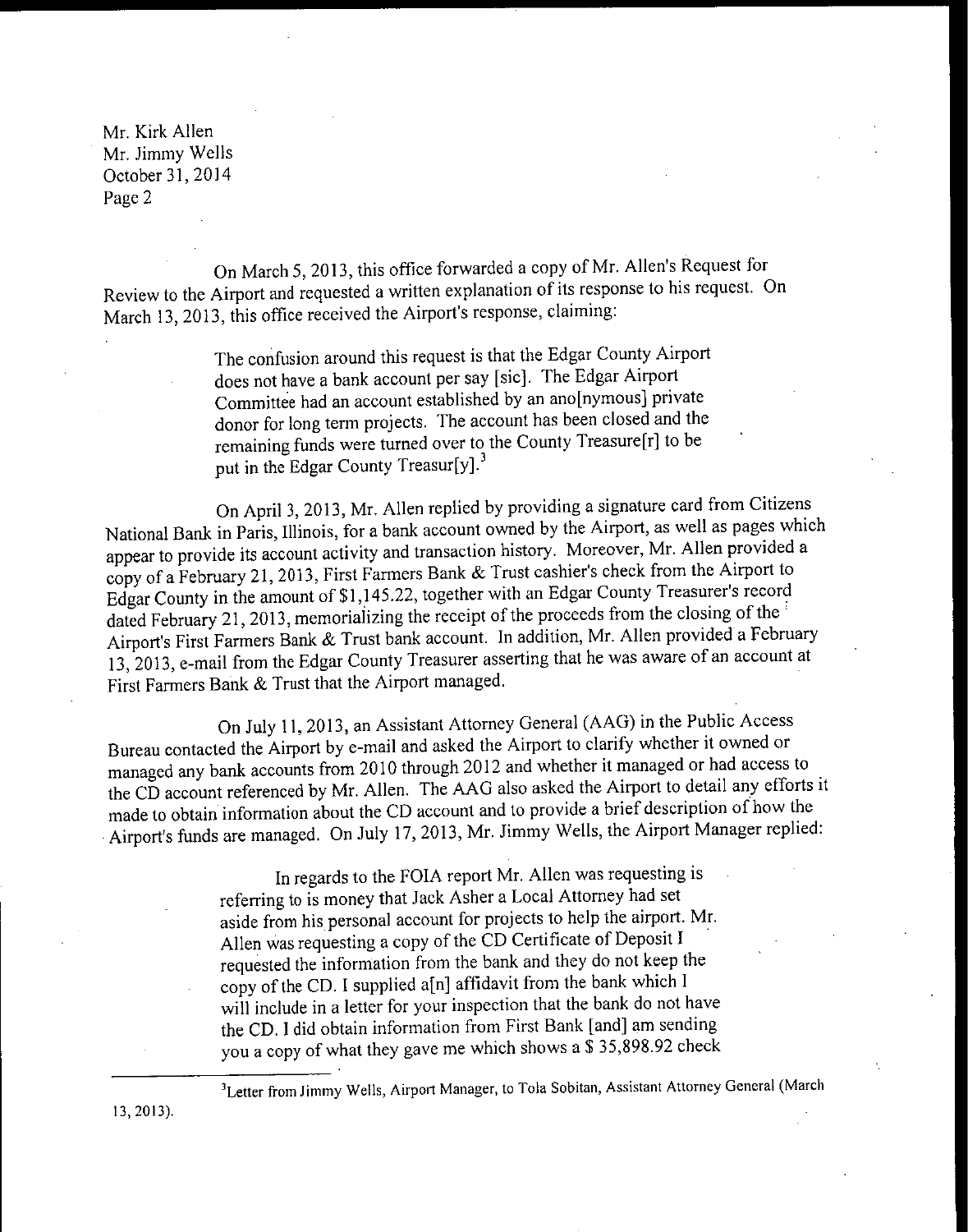Mr. Kirk Allen
Mr. Jimmy Wells
October 31, 2014
Page 2

On March 5, 2013, this office forwarded a copy of Mr. Allen's Request for Review to the Airport and requested a written explanation of its response to his request. On March 13, 2013, this office received the Airport's response, claiming:

> The confusion around this request is that the Edgar County Airport does not have a bank account per say [sic]. The Edgar Airport Committee had an account established by an ano[nymous] private donor for long term projects. The account has been closed and the remaining funds were turned over to the County Treasure[r] to be put in the Edgar County Treasur[y].[3]

On April 3, 2013, Mr. Allen replied by providing a signature card from Citizens National Bank in Paris, Illinois, for a bank account owned by the Airport, as well as pages which appear to provide its account activity and transaction history. Moreover, Mr. Allen provided a copy of a February 21, 2013, First Farmers Bank & Trust cashier's check from the Airport to Edgar County in the amount of $1,145.22, together with an Edgar County Treasurer's record dated February 21, 2013, memorializing the receipt of the proceeds from the closing of the Airport's First Farmers Bank & Trust bank account. In addition, Mr. Allen provided a February 13, 2013, e-mail from the Edgar County Treasurer asserting that he was aware of an account at First Farmers Bank & Trust that the Airport managed.

On July 11, 2013, an Assistant Attorney General (AAG) in the Public Access Bureau contacted the Airport by e-mail and asked the Airport to clarify whether it owned or managed any bank accounts from 2010 through 2012 and whether it managed or had access to the CD account referenced by Mr. Allen. The AAG also asked the Airport to detail any efforts it made to obtain information about the CD account and to provide a brief description of how the Airport's funds are managed. On July 17, 2013, Mr. Jimmy Wells, the Airport Manager replied:

> In regards to the FOIA report Mr. Allen was requesting is referring to is money that Jack Asher a Local Attorney had set aside from his personal account for projects to help the airport. Mr. Allen was requesting a copy of the CD Certificate of Deposit I requested the information from the bank and they do not keep the copy of the CD. I supplied a[n] affidavit from the bank which I will include in a letter for your inspection that the bank do not have the CD. I did obtain information from First Bank [and] am sending you a copy of what they gave me which shows a $ 35,898.92 check

---

[3]Letter from Jimmy Wells, Airport Manager, to Tola Sobitan, Assistant Attorney General (March 13, 2013).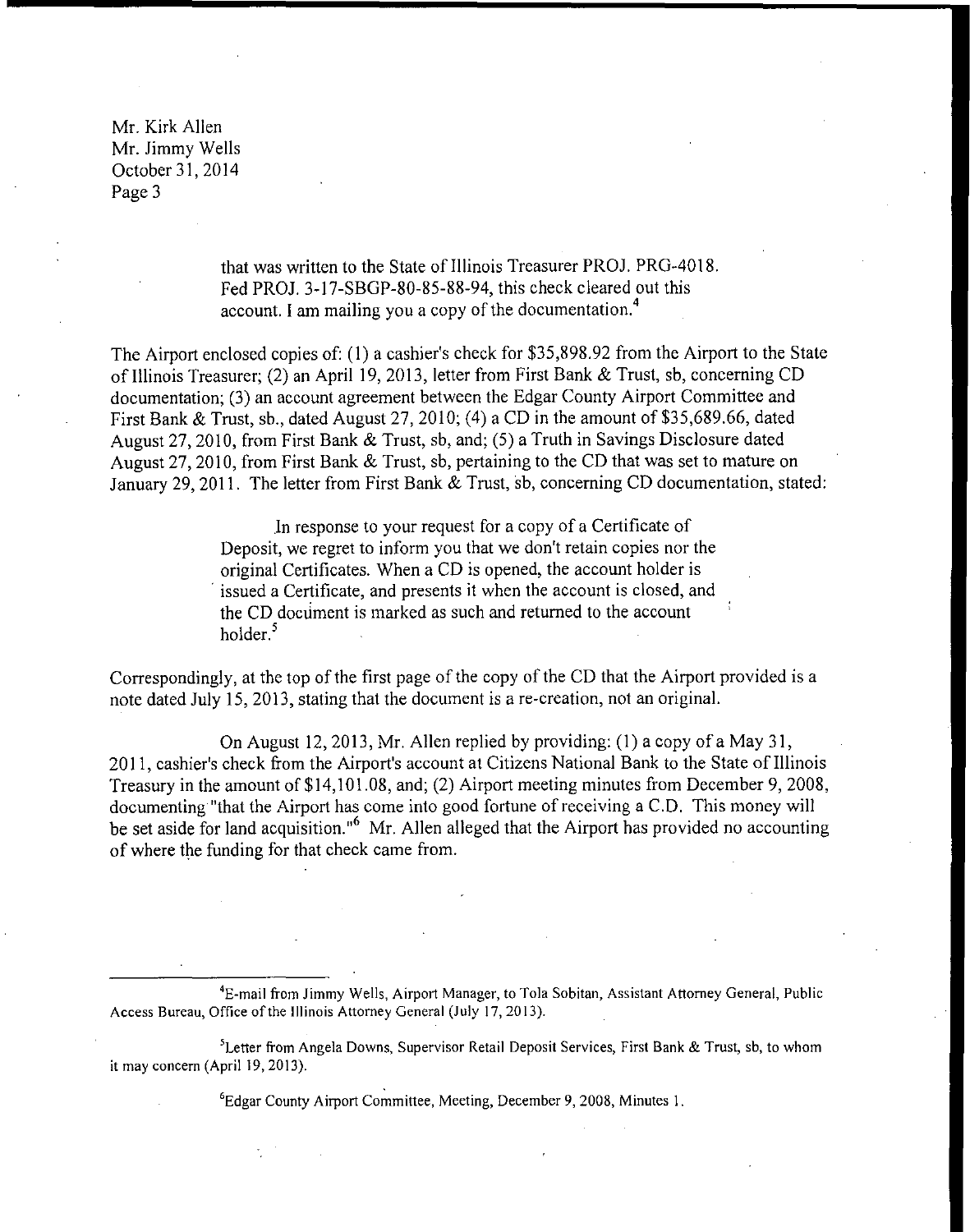that was written to the State of Illinois Treasurer PROJ. PRG-4018. Fed PROJ. 3-17-SBGP-80-85-88-94, this check cleared out this account. I am mailing you a copy of the documentation.[4]

The Airport enclosed copies of: (1) a cashier's check for $35,898.92 from the Airport to the State of Illinois Treasurer; (2) an April 19, 2013, letter from First Bank & Trust, sb, concerning CD documentation; (3) an account agreement between the Edgar County Airport Committee and First Bank & Trust, sb., dated August 27, 2010; (4) a CD in the amount of $35,689.66, dated August 27, 2010, from First Bank & Trust, sb, and; (5) a Truth in Savings Disclosure dated August 27, 2010, from First Bank & Trust, sb, pertaining to the CD that was set to mature on January 29, 2011. The letter from First Bank & Trust, sb, concerning CD documentation, stated:

> In response to your request for a copy of a Certificate of Deposit, we regret to inform you that we don't retain copies nor the original Certificates. When a CD is opened, the account holder is issued a Certificate, and presents it when the account is closed, and the CD document is marked as such and returned to the account holder.[5]

Correspondingly, at the top of the first page of the copy of the CD that the Airport provided is a note dated July 15, 2013, stating that the document is a re-creation, not an original.

On August 12, 2013, Mr. Allen replied by providing: (1) a copy of a May 31, 2011, cashier's check from the Airport's account at Citizens National Bank to the State of Illinois Treasury in the amount of $14,101.08, and; (2) Airport meeting minutes from December 9, 2008, documenting "that the Airport has come into good fortune of receiving a C.D. This money will be set aside for land acquisition."[6] Mr. Allen alleged that the Airport has provided no accounting of where the funding for that check came from.

---

[4] E-mail from Jimmy Wells, Airport Manager, to Tola Sobitan, Assistant Attorney General, Public Access Bureau, Office of the Illinois Attorney General (July 17, 2013).

[5] Letter from Angela Downs, Supervisor Retail Deposit Services, First Bank & Trust, sb, to whom it may concern (April 19, 2013).

[6] Edgar County Airport Committee, Meeting, December 9, 2008, Minutes 1.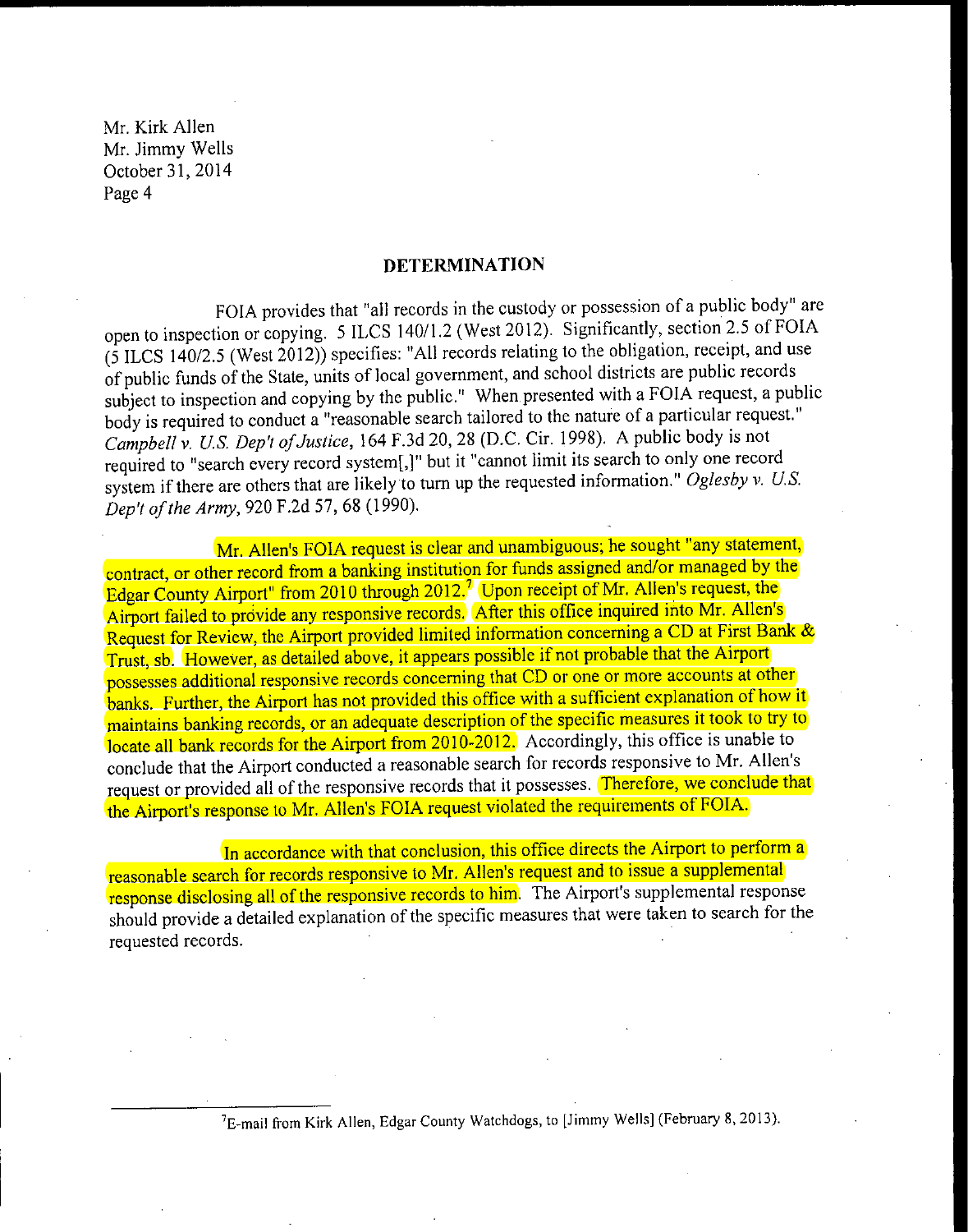Mr. Kirk Allen
Mr. Jimmy Wells
October 31, 2014

## DETERMINATION

FOIA provides that "all records in the custody or possession of a public body" are open to inspection or copying. 5 ILCS 140/1.2 (West 2012). Significantly, section 2.5 of FOIA (5 ILCS 140/2.5 (West 2012)) specifies: "All records relating to the obligation, receipt, and use of public funds of the State, units of local government, and school districts are public records subject to inspection and copying by the public." When presented with a FOIA request, a public body is required to conduct a "reasonable search tailored to the nature of a particular request." *Campbell v. U.S. Dep't of Justice*, 164 F.3d 20, 28 (D.C. Cir. 1998). A public body is not required to "search every record system[,]" but it "cannot limit its search to only one record system if there are others that are likely to turn up the requested information." *Oglesby v. U.S. Dep't of the Army*, 920 F.2d 57, 68 (1990).

Mr. Allen's FOIA request is clear and unambiguous; he sought "any statement, contract, or other record from a banking institution for funds assigned and/or managed by the Edgar County Airport" from 2010 through 2012.[7] Upon receipt of Mr. Allen's request, the Airport failed to provide any responsive records. After this office inquired into Mr. Allen's Request for Review, the Airport provided limited information concerning a CD at First Bank & Trust, sb. However, as detailed above, it appears possible if not probable that the Airport possesses additional responsive records concerning that CD or one or more accounts at other banks. Further, the Airport has not provided this office with a sufficient explanation of how it maintains banking records, or an adequate description of the specific measures it took to try to locate all bank records for the Airport from 2010-2012. Accordingly, this office is unable to conclude that the Airport conducted a reasonable search for records responsive to Mr. Allen's request or provided all of the responsive records that it possesses. Therefore, we conclude that the Airport's response to Mr. Allen's FOIA request violated the requirements of FOIA.

In accordance with that conclusion, this office directs the Airport to perform a reasonable search for records responsive to Mr. Allen's request and to issue a supplemental response disclosing all of the responsive records to him. The Airport's supplemental response should provide a detailed explanation of the specific measures that were taken to search for the requested records.

---

[7] E-mail from Kirk Allen, Edgar County Watchdogs, to [Jimmy Wells] (February 8, 2013).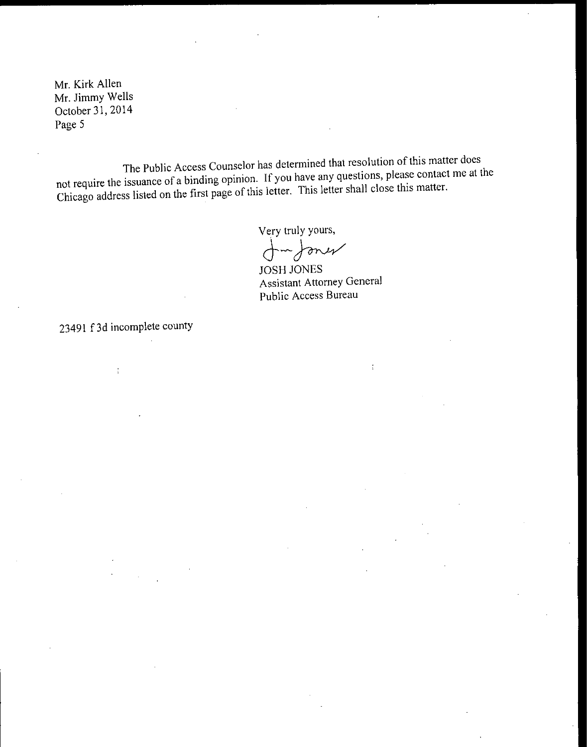The Public Access Counselor has determined that resolution of this matter does not require the issuance of a binding opinion. If you have any questions, please contact me at the Chicago address listed on the first page of this letter. This letter shall close this matter.

Very truly yours,

JOSH JONES
Assistant Attorney General
Public Access Bureau

23491 f 3d incomplete county